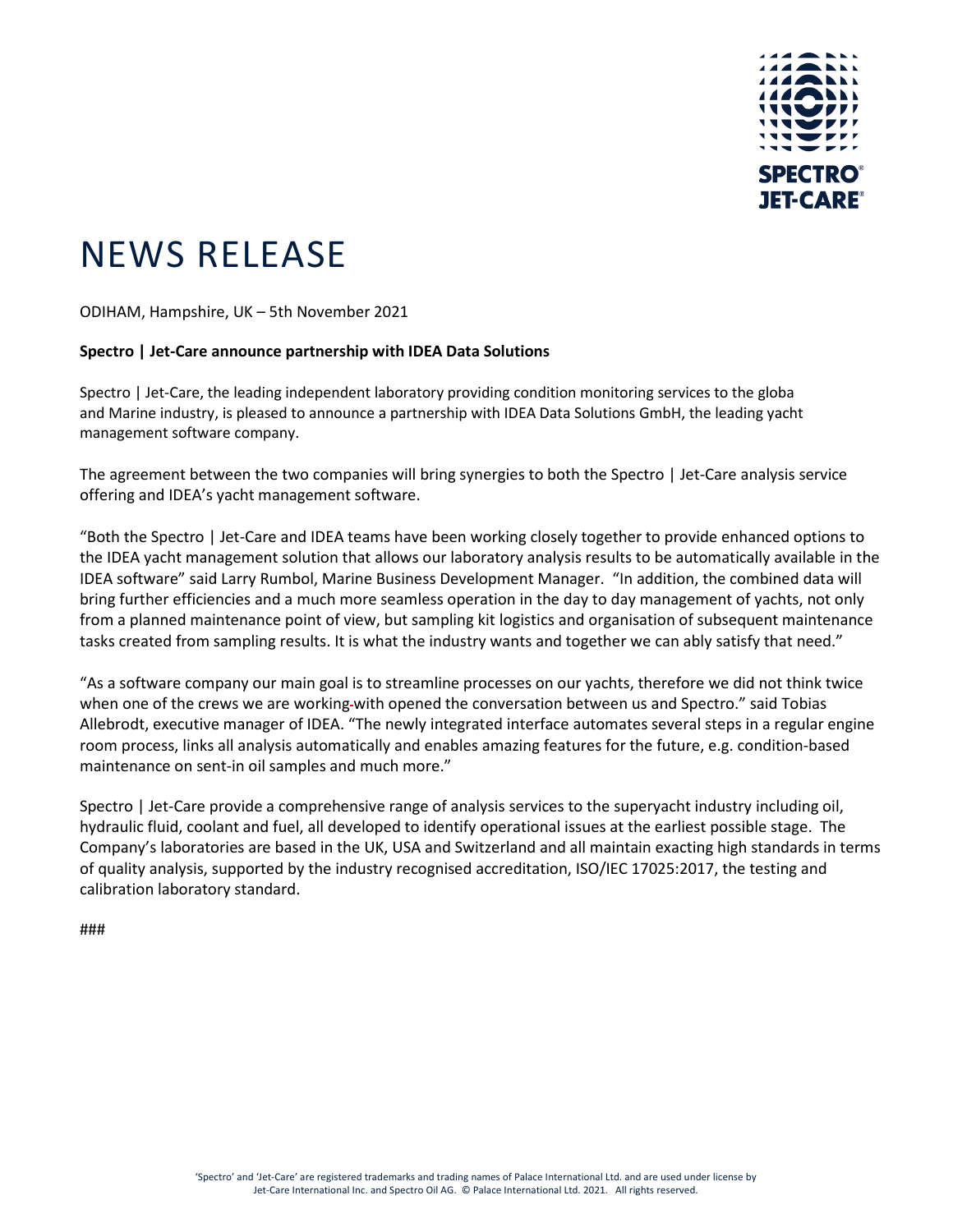# NEWS RELEASE

ODIHAM, Hampshire, UK – 5th November 2021

**Spectro | Jet-Care announce partnership with IDEA Data Solutions**

Spectro | Jet-Care, the leading independent laboratory providing condition monitoring services to the globa and Marine industry, is pleased to announce a partnership with IDEA Data Solutions GmbH, the leading yacht management software company.

The agreement between the two companies will bring synergies to both the Spectro | Jet-Care analysis service offering and IDEA's yacht management software.

"Both the Spectro | Jet-Care and IDEA teams have been working closely together to provide enhanced options to the IDEA yacht management solution that allows our laboratory analysis results to be automatically available in the IDEA software" said Larry Rumbol, Marine Business Development Manager. "In addition, the combined data will bring further efficiencies and a much more seamless operation in the day to day management of yachts, not only from a planned maintenance point of view, but sampling kit logistics and organisation of subsequent maintenance tasks created from sampling results. It is what the industry wants and together we can ably satisfy that need."

"As a software company our main goal is to streamline processes on our yachts, therefore we did not think twice when one of the crews we are working with opened the conversation between us and Spectro." said Tobias Allebrodt, executive manager of IDEA. "The newly integrated interface automates several steps in a regular engine room process, links all analysis automatically and enables amazing features for the future, e.g. condition-based maintenance on sent-in oil samples and much more."

Spectro | Jet-Care provide a comprehensive range of analysis services to the superyacht industry including oil, hydraulic fluid, coolant and fuel, all developed to identify operational issues at the earliest possible stage. The Company's laboratories are based in the UK, USA and Switzerland and all maintain exacting high standards in terms of quality analysis, supported by the industry recognised accreditation, ISO/IEC 17025:2017, the testing and calibration laboratory standard.

###

'Spectro' and 'Jet-Care' are registered trademarks and trading names of Palace International Ltd. and are used under license by Jet-Care International Inc. and Spectro Oil AG. © Palace International Ltd. 2021. All rights reserved.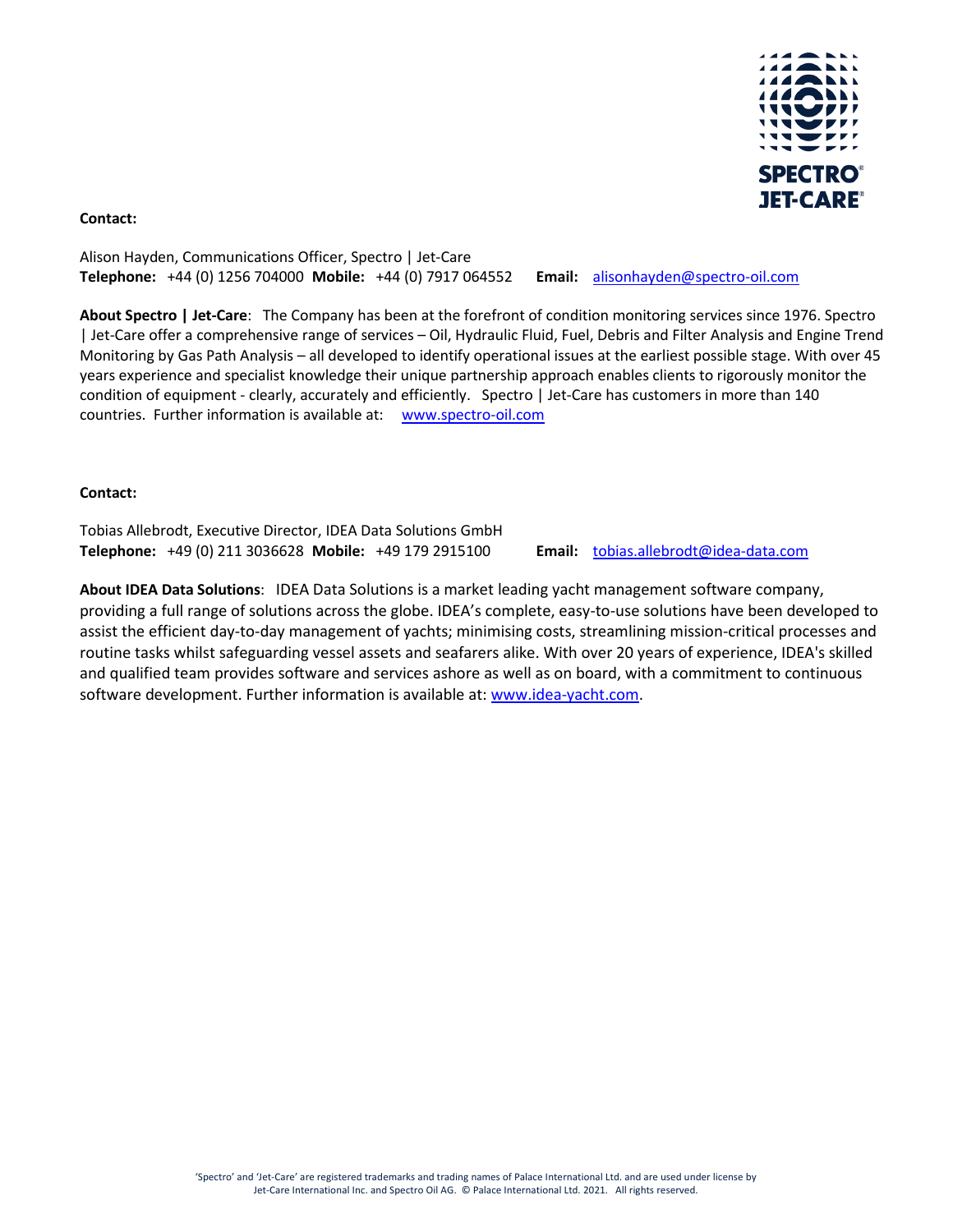**Contact:**

Alison Hayden, Communications Officer, Spectro | Jet-Care
**Telephone:** +44 (0) 1256 704000 **Mobile:** +44 (0) 7917 064552 **Email:** alisonhayden@spectro-oil.com

**About Spectro | Jet-Care**: The Company has been at the forefront of condition monitoring services since 1976. Spectro | Jet-Care offer a comprehensive range of services – Oil, Hydraulic Fluid, Fuel, Debris and Filter Analysis and Engine Trend Monitoring by Gas Path Analysis – all developed to identify operational issues at the earliest possible stage. With over 45 years experience and specialist knowledge their unique partnership approach enables clients to rigorously monitor the condition of equipment - clearly, accurately and efficiently. Spectro | Jet-Care has customers in more than 140 countries. Further information is available at: www.spectro-oil.com

**Contact:**

Tobias Allebrodt, Executive Director, IDEA Data Solutions GmbH
**Telephone:** +49 (0) 211 3036628 **Mobile:** +49 179 2915100 **Email:** tobias.allebrodt@idea-data.com

**About IDEA Data Solutions**: IDEA Data Solutions is a market leading yacht management software company, providing a full range of solutions across the globe. IDEA's complete, easy-to-use solutions have been developed to assist the efficient day-to-day management of yachts; minimising costs, streamlining mission-critical processes and routine tasks whilst safeguarding vessel assets and seafarers alike. With over 20 years of experience, IDEA's skilled and qualified team provides software and services ashore as well as on board, with a commitment to continuous software development. Further information is available at: www.idea-yacht.com.

'Spectro' and 'Jet-Care' are registered trademarks and trading names of Palace International Ltd. and are used under license by Jet-Care International Inc. and Spectro Oil AG. © Palace International Ltd. 2021. All rights reserved.